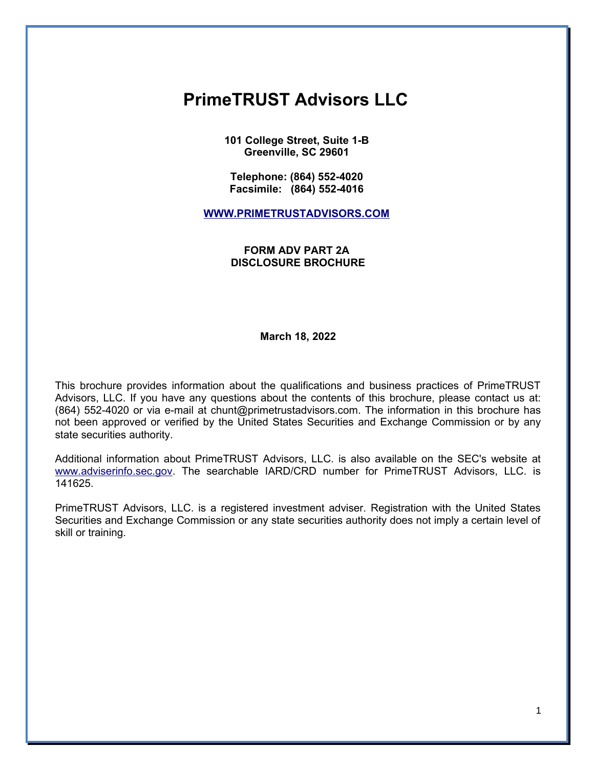# PrimeTRUST Advisors LLC

**101 College Street, Suite 1-B**
**Greenville, SC 29601**

**Telephone: (864) 552-4020**
**Facsimile: (864) 552-4016**

**[WWW.PRIMETRUSTADVISORS.COM](http://WWW.PRIMETRUSTADVISORS.COM)**

**FORM ADV PART 2A**
**DISCLOSURE BROCHURE**

**March 18, 2022**

This brochure provides information about the qualifications and business practices of PrimeTRUST Advisors, LLC. If you have any questions about the contents of this brochure, please contact us at: (864) 552-4020 or via e-mail at chunt@primetrustadvisors.com. The information in this brochure has not been approved or verified by the United States Securities and Exchange Commission or by any state securities authority.

Additional information about PrimeTRUST Advisors, LLC. is also available on the SEC's website at [www.adviserinfo.sec.gov](http://www.adviserinfo.sec.gov). The searchable IARD/CRD number for PrimeTRUST Advisors, LLC. is 141625.

PrimeTRUST Advisors, LLC. is a registered investment adviser. Registration with the United States Securities and Exchange Commission or any state securities authority does not imply a certain level of skill or training.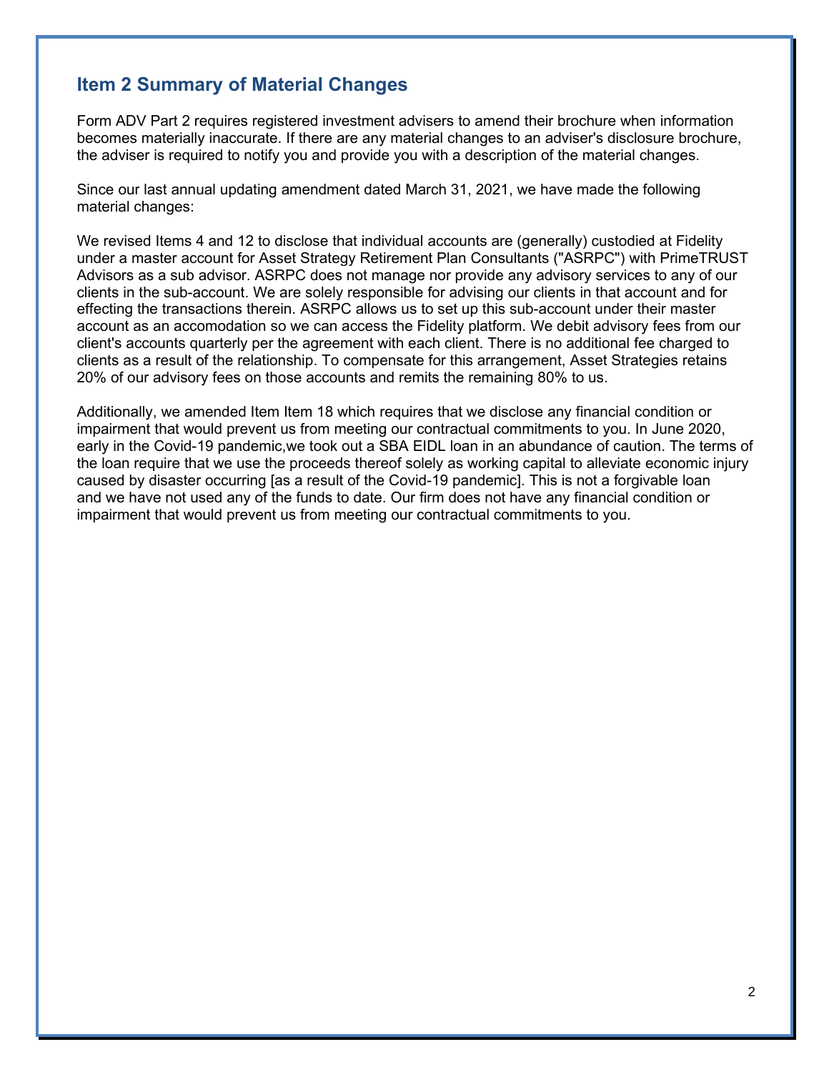## Item 2 Summary of Material Changes

Form ADV Part 2 requires registered investment advisers to amend their brochure when information becomes materially inaccurate. If there are any material changes to an adviser's disclosure brochure, the adviser is required to notify you and provide you with a description of the material changes.

Since our last annual updating amendment dated March 31, 2021, we have made the following material changes:

We revised Items 4 and 12 to disclose that individual accounts are (generally) custodied at Fidelity under a master account for Asset Strategy Retirement Plan Consultants ("ASRPC") with PrimeTRUST Advisors as a sub advisor. ASRPC does not manage nor provide any advisory services to any of our clients in the sub-account. We are solely responsible for advising our clients in that account and for effecting the transactions therein. ASRPC allows us to set up this sub-account under their master account as an accomodation so we can access the Fidelity platform. We debit advisory fees from our client's accounts quarterly per the agreement with each client. There is no additional fee charged to clients as a result of the relationship. To compensate for this arrangement, Asset Strategies retains 20% of our advisory fees on those accounts and remits the remaining 80% to us.

Additionally, we amended Item Item 18 which requires that we disclose any financial condition or impairment that would prevent us from meeting our contractual commitments to you. In June 2020, early in the Covid-19 pandemic,we took out a SBA EIDL loan in an abundance of caution. The terms of the loan require that we use the proceeds thereof solely as working capital to alleviate economic injury caused by disaster occurring [as a result of the Covid-19 pandemic]. This is not a forgivable loan and we have not used any of the funds to date. Our firm does not have any financial condition or impairment that would prevent us from meeting our contractual commitments to you.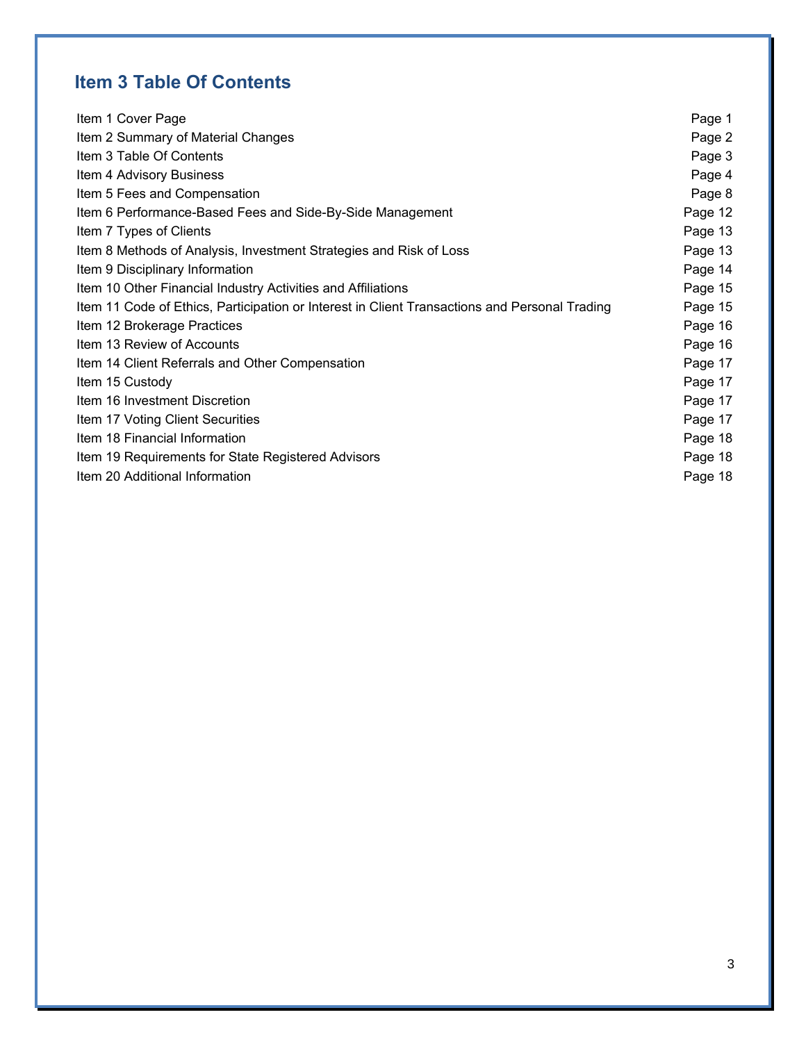## Item 3 Table Of Contents

| | |
|---|---|
| Item 1 Cover Page | Page 1 |
| Item 2 Summary of Material Changes | Page 2 |
| Item 3 Table Of Contents | Page 3 |
| Item 4 Advisory Business | Page 4 |
| Item 5 Fees and Compensation | Page 8 |
| Item 6 Performance-Based Fees and Side-By-Side Management | Page 12 |
| Item 7 Types of Clients | Page 13 |
| Item 8 Methods of Analysis, Investment Strategies and Risk of Loss | Page 13 |
| Item 9 Disciplinary Information | Page 14 |
| Item 10 Other Financial Industry Activities and Affiliations | Page 15 |
| Item 11 Code of Ethics, Participation or Interest in Client Transactions and Personal Trading | Page 15 |
| Item 12 Brokerage Practices | Page 16 |
| Item 13 Review of Accounts | Page 16 |
| Item 14 Client Referrals and Other Compensation | Page 17 |
| Item 15 Custody | Page 17 |
| Item 16 Investment Discretion | Page 17 |
| Item 17 Voting Client Securities | Page 17 |
| Item 18 Financial Information | Page 18 |
| Item 19 Requirements for State Registered Advisors | Page 18 |
| Item 20 Additional Information | Page 18 |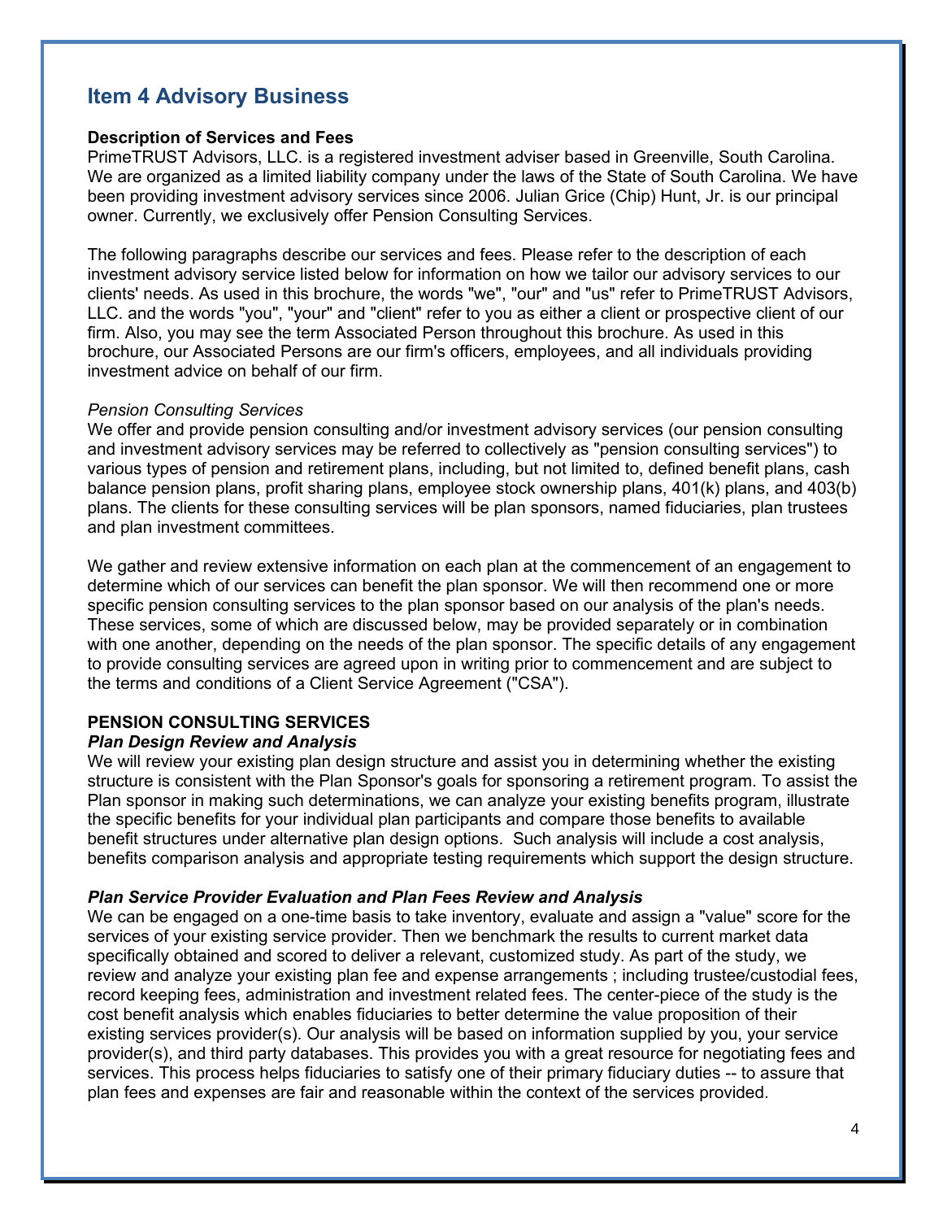## Item 4 Advisory Business

**Description of Services and Fees**
PrimeTRUST Advisors, LLC. is a registered investment adviser based in Greenville, South Carolina. We are organized as a limited liability company under the laws of the State of South Carolina. We have been providing investment advisory services since 2006. Julian Grice (Chip) Hunt, Jr. is our principal owner. Currently, we exclusively offer Pension Consulting Services.

The following paragraphs describe our services and fees. Please refer to the description of each investment advisory service listed below for information on how we tailor our advisory services to our clients' needs. As used in this brochure, the words "we", "our" and "us" refer to PrimeTRUST Advisors, LLC. and the words "you", "your" and "client" refer to you as either a client or prospective client of our firm. Also, you may see the term Associated Person throughout this brochure. As used in this brochure, our Associated Persons are our firm's officers, employees, and all individuals providing investment advice on behalf of our firm.

*Pension Consulting Services*
We offer and provide pension consulting and/or investment advisory services (our pension consulting and investment advisory services may be referred to collectively as "pension consulting services") to various types of pension and retirement plans, including, but not limited to, defined benefit plans, cash balance pension plans, profit sharing plans, employee stock ownership plans, 401(k) plans, and 403(b) plans. The clients for these consulting services will be plan sponsors, named fiduciaries, plan trustees and plan investment committees.

We gather and review extensive information on each plan at the commencement of an engagement to determine which of our services can benefit the plan sponsor. We will then recommend one or more specific pension consulting services to the plan sponsor based on our analysis of the plan's needs. These services, some of which are discussed below, may be provided separately or in combination with one another, depending on the needs of the plan sponsor. The specific details of any engagement to provide consulting services are agreed upon in writing prior to commencement and are subject to the terms and conditions of a Client Service Agreement ("CSA").

**PENSION CONSULTING SERVICES**
***Plan Design Review and Analysis***
We will review your existing plan design structure and assist you in determining whether the existing structure is consistent with the Plan Sponsor's goals for sponsoring a retirement program. To assist the Plan sponsor in making such determinations, we can analyze your existing benefits program, illustrate the specific benefits for your individual plan participants and compare those benefits to available benefit structures under alternative plan design options. Such analysis will include a cost analysis, benefits comparison analysis and appropriate testing requirements which support the design structure.

***Plan Service Provider Evaluation and Plan Fees Review and Analysis***
We can be engaged on a one-time basis to take inventory, evaluate and assign a "value" score for the services of your existing service provider. Then we benchmark the results to current market data specifically obtained and scored to deliver a relevant, customized study. As part of the study, we review and analyze your existing plan fee and expense arrangements ; including trustee/custodial fees, record keeping fees, administration and investment related fees. The center-piece of the study is the cost benefit analysis which enables fiduciaries to better determine the value proposition of their existing services provider(s). Our analysis will be based on information supplied by you, your service provider(s), and third party databases. This provides you with a great resource for negotiating fees and services. This process helps fiduciaries to satisfy one of their primary fiduciary duties -- to assure that plan fees and expenses are fair and reasonable within the context of the services provided.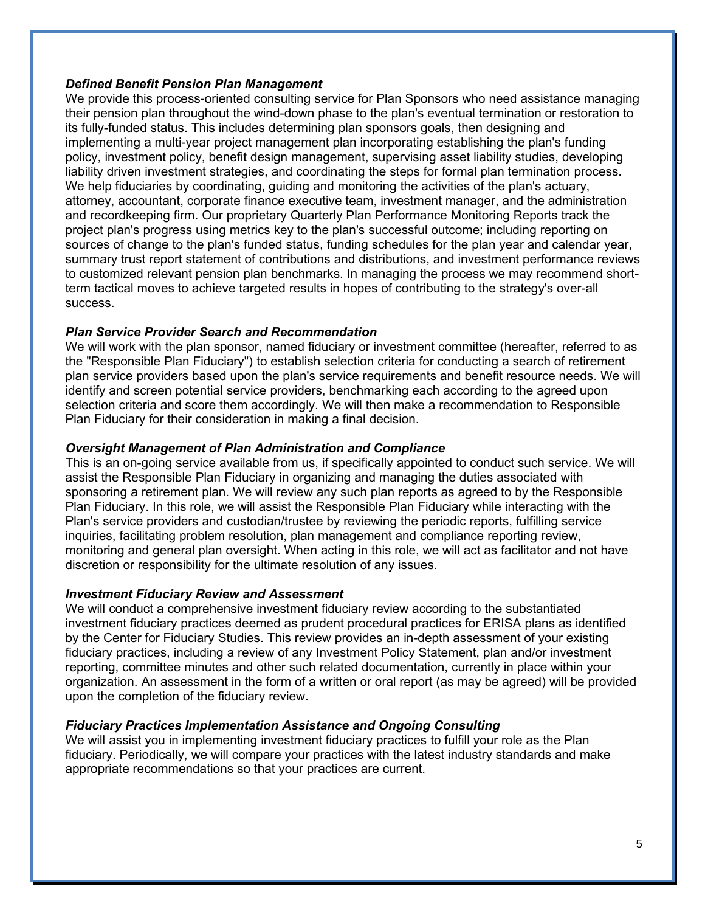***Defined Benefit Pension Plan Management***

We provide this process-oriented consulting service for Plan Sponsors who need assistance managing their pension plan throughout the wind-down phase to the plan's eventual termination or restoration to its fully-funded status. This includes determining plan sponsors goals, then designing and implementing a multi-year project management plan incorporating establishing the plan's funding policy, investment policy, benefit design management, supervising asset liability studies, developing liability driven investment strategies, and coordinating the steps for formal plan termination process. We help fiduciaries by coordinating, guiding and monitoring the activities of the plan's actuary, attorney, accountant, corporate finance executive team, investment manager, and the administration and recordkeeping firm. Our proprietary Quarterly Plan Performance Monitoring Reports track the project plan's progress using metrics key to the plan's successful outcome; including reporting on sources of change to the plan's funded status, funding schedules for the plan year and calendar year, summary trust report statement of contributions and distributions, and investment performance reviews to customized relevant pension plan benchmarks. In managing the process we may recommend short-term tactical moves to achieve targeted results in hopes of contributing to the strategy's over-all success.

***Plan Service Provider Search and Recommendation***

We will work with the plan sponsor, named fiduciary or investment committee (hereafter, referred to as the "Responsible Plan Fiduciary") to establish selection criteria for conducting a search of retirement plan service providers based upon the plan's service requirements and benefit resource needs. We will identify and screen potential service providers, benchmarking each according to the agreed upon selection criteria and score them accordingly. We will then make a recommendation to Responsible Plan Fiduciary for their consideration in making a final decision.

***Oversight Management of Plan Administration and Compliance***

This is an on-going service available from us, if specifically appointed to conduct such service. We will assist the Responsible Plan Fiduciary in organizing and managing the duties associated with sponsoring a retirement plan. We will review any such plan reports as agreed to by the Responsible Plan Fiduciary. In this role, we will assist the Responsible Plan Fiduciary while interacting with the Plan's service providers and custodian/trustee by reviewing the periodic reports, fulfilling service inquiries, facilitating problem resolution, plan management and compliance reporting review, monitoring and general plan oversight. When acting in this role, we will act as facilitator and not have discretion or responsibility for the ultimate resolution of any issues.

***Investment Fiduciary Review and Assessment***

We will conduct a comprehensive investment fiduciary review according to the substantiated investment fiduciary practices deemed as prudent procedural practices for ERISA plans as identified by the Center for Fiduciary Studies. This review provides an in-depth assessment of your existing fiduciary practices, including a review of any Investment Policy Statement, plan and/or investment reporting, committee minutes and other such related documentation, currently in place within your organization. An assessment in the form of a written or oral report (as may be agreed) will be provided upon the completion of the fiduciary review.

***Fiduciary Practices Implementation Assistance and Ongoing Consulting***

We will assist you in implementing investment fiduciary practices to fulfill your role as the Plan fiduciary. Periodically, we will compare your practices with the latest industry standards and make appropriate recommendations so that your practices are current.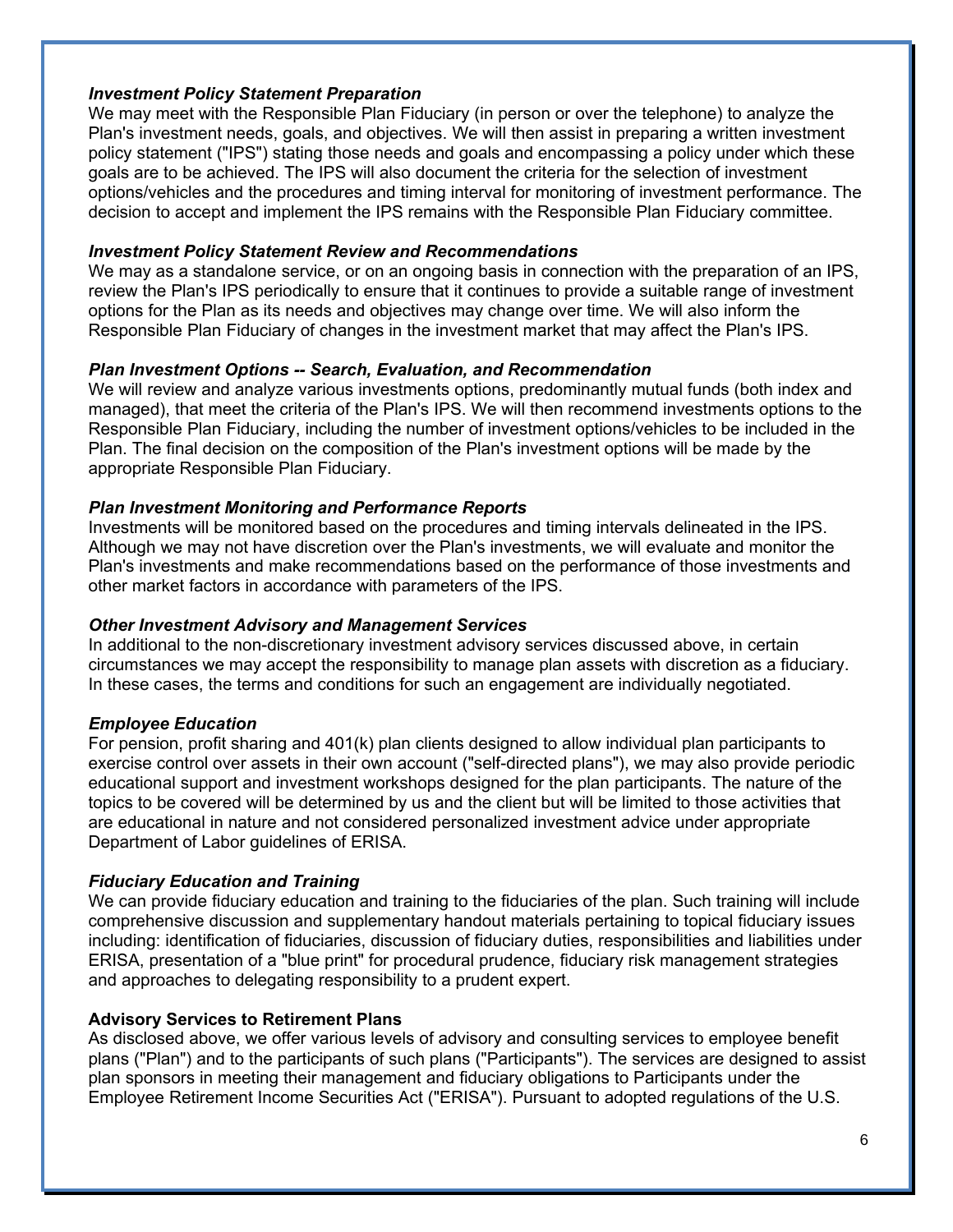***Investment Policy Statement Preparation***
We may meet with the Responsible Plan Fiduciary (in person or over the telephone) to analyze the Plan's investment needs, goals, and objectives. We will then assist in preparing a written investment policy statement ("IPS") stating those needs and goals and encompassing a policy under which these goals are to be achieved. The IPS will also document the criteria for the selection of investment options/vehicles and the procedures and timing interval for monitoring of investment performance. The decision to accept and implement the IPS remains with the Responsible Plan Fiduciary committee.

***Investment Policy Statement Review and Recommendations***
We may as a standalone service, or on an ongoing basis in connection with the preparation of an IPS, review the Plan's IPS periodically to ensure that it continues to provide a suitable range of investment options for the Plan as its needs and objectives may change over time. We will also inform the Responsible Plan Fiduciary of changes in the investment market that may affect the Plan's IPS.

***Plan Investment Options -- Search, Evaluation, and Recommendation***
We will review and analyze various investments options, predominantly mutual funds (both index and managed), that meet the criteria of the Plan's IPS. We will then recommend investments options to the Responsible Plan Fiduciary, including the number of investment options/vehicles to be included in the Plan. The final decision on the composition of the Plan's investment options will be made by the appropriate Responsible Plan Fiduciary.

***Plan Investment Monitoring and Performance Reports***
Investments will be monitored based on the procedures and timing intervals delineated in the IPS. Although we may not have discretion over the Plan's investments, we will evaluate and monitor the Plan's investments and make recommendations based on the performance of those investments and other market factors in accordance with parameters of the IPS.

***Other Investment Advisory and Management Services***
In additional to the non-discretionary investment advisory services discussed above, in certain circumstances we may accept the responsibility to manage plan assets with discretion as a fiduciary. In these cases, the terms and conditions for such an engagement are individually negotiated.

***Employee Education***
For pension, profit sharing and 401(k) plan clients designed to allow individual plan participants to exercise control over assets in their own account ("self-directed plans"), we may also provide periodic educational support and investment workshops designed for the plan participants. The nature of the topics to be covered will be determined by us and the client but will be limited to those activities that are educational in nature and not considered personalized investment advice under appropriate Department of Labor guidelines of ERISA.

***Fiduciary Education and Training***
We can provide fiduciary education and training to the fiduciaries of the plan. Such training will include comprehensive discussion and supplementary handout materials pertaining to topical fiduciary issues including: identification of fiduciaries, discussion of fiduciary duties, responsibilities and liabilities under ERISA, presentation of a "blue print" for procedural prudence, fiduciary risk management strategies and approaches to delegating responsibility to a prudent expert.

**Advisory Services to Retirement Plans**
As disclosed above, we offer various levels of advisory and consulting services to employee benefit plans ("Plan") and to the participants of such plans ("Participants"). The services are designed to assist plan sponsors in meeting their management and fiduciary obligations to Participants under the Employee Retirement Income Securities Act ("ERISA"). Pursuant to adopted regulations of the U.S.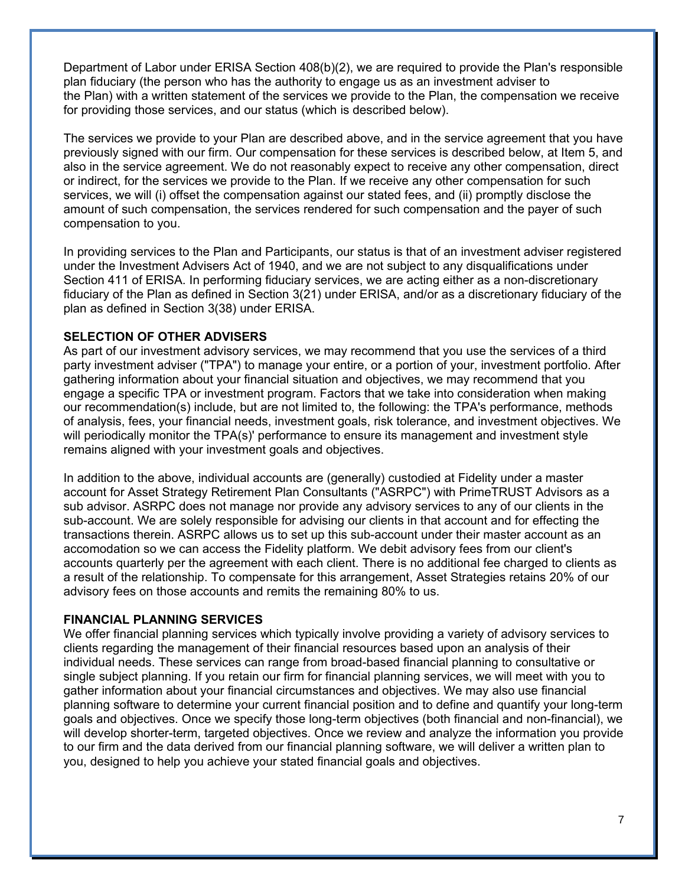Department of Labor under ERISA Section 408(b)(2), we are required to provide the Plan's responsible plan fiduciary (the person who has the authority to engage us as an investment adviser to the Plan) with a written statement of the services we provide to the Plan, the compensation we receive for providing those services, and our status (which is described below).

The services we provide to your Plan are described above, and in the service agreement that you have previously signed with our firm. Our compensation for these services is described below, at Item 5, and also in the service agreement. We do not reasonably expect to receive any other compensation, direct or indirect, for the services we provide to the Plan. If we receive any other compensation for such services, we will (i) offset the compensation against our stated fees, and (ii) promptly disclose the amount of such compensation, the services rendered for such compensation and the payer of such compensation to you.

In providing services to the Plan and Participants, our status is that of an investment adviser registered under the Investment Advisers Act of 1940, and we are not subject to any disqualifications under Section 411 of ERISA. In performing fiduciary services, we are acting either as a non-discretionary fiduciary of the Plan as defined in Section 3(21) under ERISA, and/or as a discretionary fiduciary of the plan as defined in Section 3(38) under ERISA.

**SELECTION OF OTHER ADVISERS**

As part of our investment advisory services, we may recommend that you use the services of a third party investment adviser ("TPA") to manage your entire, or a portion of your, investment portfolio. After gathering information about your financial situation and objectives, we may recommend that you engage a specific TPA or investment program. Factors that we take into consideration when making our recommendation(s) include, but are not limited to, the following: the TPA's performance, methods of analysis, fees, your financial needs, investment goals, risk tolerance, and investment objectives. We will periodically monitor the TPA(s)' performance to ensure its management and investment style remains aligned with your investment goals and objectives.

In addition to the above, individual accounts are (generally) custodied at Fidelity under a master account for Asset Strategy Retirement Plan Consultants ("ASRPC") with PrimeTRUST Advisors as a sub advisor. ASRPC does not manage nor provide any advisory services to any of our clients in the sub-account. We are solely responsible for advising our clients in that account and for effecting the transactions therein. ASRPC allows us to set up this sub-account under their master account as an accomodation so we can access the Fidelity platform. We debit advisory fees from our client's accounts quarterly per the agreement with each client. There is no additional fee charged to clients as a result of the relationship. To compensate for this arrangement, Asset Strategies retains 20% of our advisory fees on those accounts and remits the remaining 80% to us.

**FINANCIAL PLANNING SERVICES**

We offer financial planning services which typically involve providing a variety of advisory services to clients regarding the management of their financial resources based upon an analysis of their individual needs. These services can range from broad-based financial planning to consultative or single subject planning. If you retain our firm for financial planning services, we will meet with you to gather information about your financial circumstances and objectives. We may also use financial planning software to determine your current financial position and to define and quantify your long-term goals and objectives. Once we specify those long-term objectives (both financial and non-financial), we will develop shorter-term, targeted objectives. Once we review and analyze the information you provide to our firm and the data derived from our financial planning software, we will deliver a written plan to you, designed to help you achieve your stated financial goals and objectives.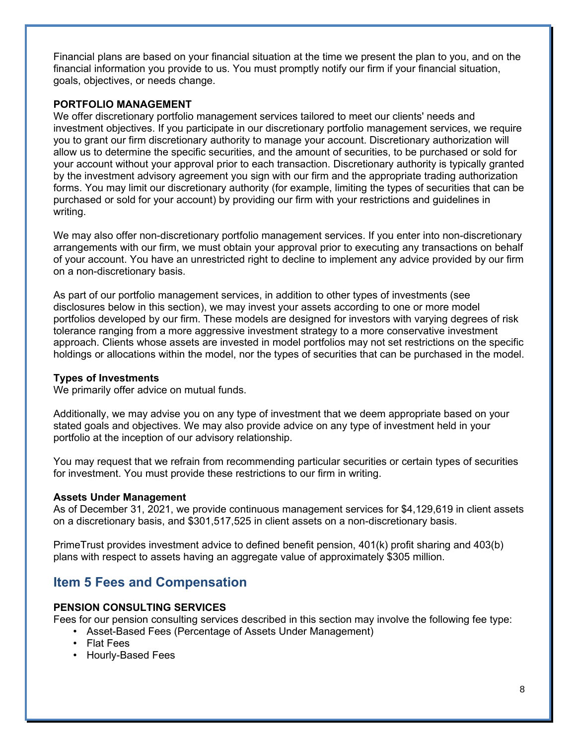Financial plans are based on your financial situation at the time we present the plan to you, and on the financial information you provide to us. You must promptly notify our firm if your financial situation, goals, objectives, or needs change.

**PORTFOLIO MANAGEMENT**

We offer discretionary portfolio management services tailored to meet our clients' needs and investment objectives. If you participate in our discretionary portfolio management services, we require you to grant our firm discretionary authority to manage your account. Discretionary authorization will allow us to determine the specific securities, and the amount of securities, to be purchased or sold for your account without your approval prior to each transaction. Discretionary authority is typically granted by the investment advisory agreement you sign with our firm and the appropriate trading authorization forms. You may limit our discretionary authority (for example, limiting the types of securities that can be purchased or sold for your account) by providing our firm with your restrictions and guidelines in writing.

We may also offer non-discretionary portfolio management services. If you enter into non-discretionary arrangements with our firm, we must obtain your approval prior to executing any transactions on behalf of your account. You have an unrestricted right to decline to implement any advice provided by our firm on a non-discretionary basis.

As part of our portfolio management services, in addition to other types of investments (see disclosures below in this section), we may invest your assets according to one or more model portfolios developed by our firm. These models are designed for investors with varying degrees of risk tolerance ranging from a more aggressive investment strategy to a more conservative investment approach. Clients whose assets are invested in model portfolios may not set restrictions on the specific holdings or allocations within the model, nor the types of securities that can be purchased in the model.

**Types of Investments**

We primarily offer advice on mutual funds.

Additionally, we may advise you on any type of investment that we deem appropriate based on your stated goals and objectives. We may also provide advice on any type of investment held in your portfolio at the inception of our advisory relationship.

You may request that we refrain from recommending particular securities or certain types of securities for investment. You must provide these restrictions to our firm in writing.

**Assets Under Management**

As of December 31, 2021, we provide continuous management services for $4,129,619 in client assets on a discretionary basis, and $301,517,525 in client assets on a non-discretionary basis.

PrimeTrust provides investment advice to defined benefit pension, 401(k) profit sharing and 403(b) plans with respect to assets having an aggregate value of approximately $305 million.

## Item 5 Fees and Compensation

**PENSION CONSULTING SERVICES**

Fees for our pension consulting services described in this section may involve the following fee type:

- Asset-Based Fees (Percentage of Assets Under Management)
- Flat Fees
- Hourly-Based Fees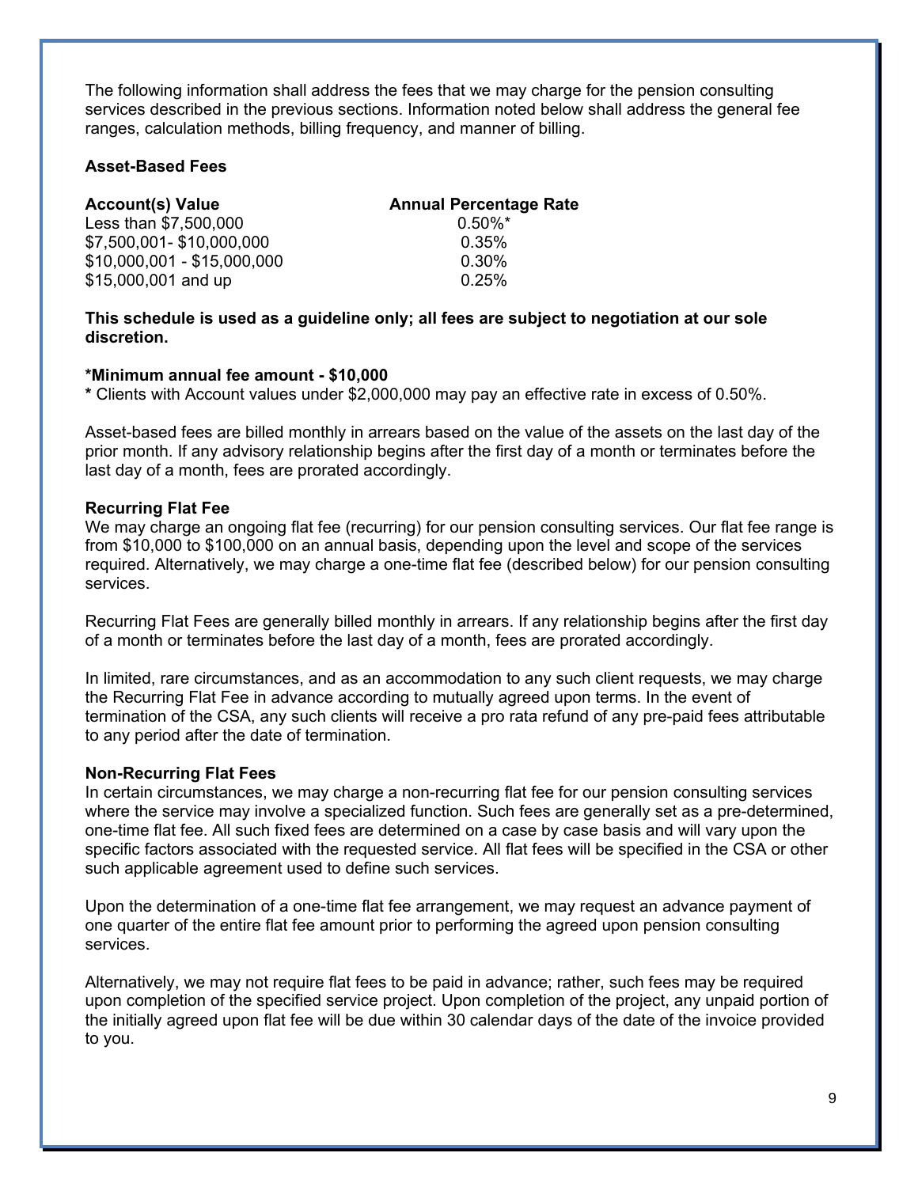The following information shall address the fees that we may charge for the pension consulting services described in the previous sections. Information noted below shall address the general fee ranges, calculation methods, billing frequency, and manner of billing.

**Asset-Based Fees**

| Account(s) Value | Annual Percentage Rate |
|---|---|
| Less than $7,500,000 | 0.50%* |
| $7,500,001- $10,000,000 | 0.35% |
| $10,000,001 - $15,000,000 | 0.30% |
| $15,000,001 and up | 0.25% |

**This schedule is used as a guideline only; all fees are subject to negotiation at our sole discretion.**

**\*Minimum annual fee amount - $10,000**
**\*** Clients with Account values under $2,000,000 may pay an effective rate in excess of 0.50%.

Asset-based fees are billed monthly in arrears based on the value of the assets on the last day of the prior month. If any advisory relationship begins after the first day of a month or terminates before the last day of a month, fees are prorated accordingly.

**Recurring Flat Fee**
We may charge an ongoing flat fee (recurring) for our pension consulting services. Our flat fee range is from $10,000 to $100,000 on an annual basis, depending upon the level and scope of the services required. Alternatively, we may charge a one-time flat fee (described below) for our pension consulting services.

Recurring Flat Fees are generally billed monthly in arrears. If any relationship begins after the first day of a month or terminates before the last day of a month, fees are prorated accordingly.

In limited, rare circumstances, and as an accommodation to any such client requests, we may charge the Recurring Flat Fee in advance according to mutually agreed upon terms. In the event of termination of the CSA, any such clients will receive a pro rata refund of any pre-paid fees attributable to any period after the date of termination.

**Non-Recurring Flat Fees**
In certain circumstances, we may charge a non-recurring flat fee for our pension consulting services where the service may involve a specialized function. Such fees are generally set as a pre-determined, one-time flat fee. All such fixed fees are determined on a case by case basis and will vary upon the specific factors associated with the requested service. All flat fees will be specified in the CSA or other such applicable agreement used to define such services.

Upon the determination of a one-time flat fee arrangement, we may request an advance payment of one quarter of the entire flat fee amount prior to performing the agreed upon pension consulting services.

Alternatively, we may not require flat fees to be paid in advance; rather, such fees may be required upon completion of the specified service project. Upon completion of the project, any unpaid portion of the initially agreed upon flat fee will be due within 30 calendar days of the date of the invoice provided to you.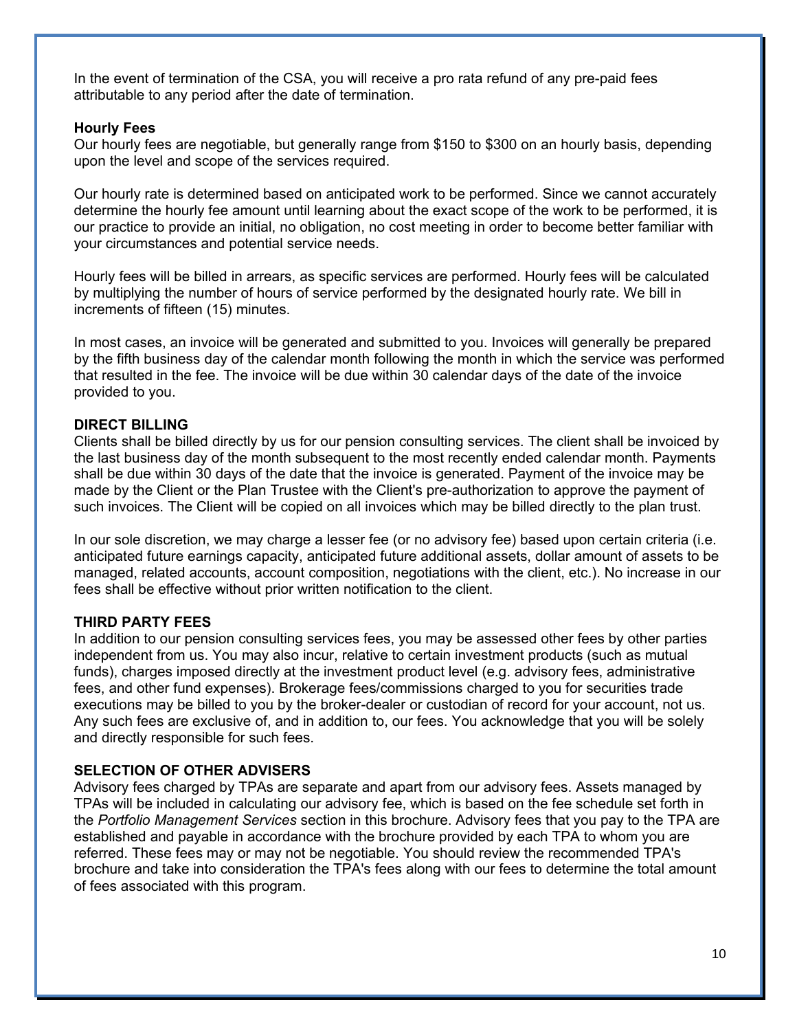In the event of termination of the CSA, you will receive a pro rata refund of any pre-paid fees attributable to any period after the date of termination.

**Hourly Fees**

Our hourly fees are negotiable, but generally range from $150 to $300 on an hourly basis, depending upon the level and scope of the services required.

Our hourly rate is determined based on anticipated work to be performed. Since we cannot accurately determine the hourly fee amount until learning about the exact scope of the work to be performed, it is our practice to provide an initial, no obligation, no cost meeting in order to become better familiar with your circumstances and potential service needs.

Hourly fees will be billed in arrears, as specific services are performed. Hourly fees will be calculated by multiplying the number of hours of service performed by the designated hourly rate. We bill in increments of fifteen (15) minutes.

In most cases, an invoice will be generated and submitted to you. Invoices will generally be prepared by the fifth business day of the calendar month following the month in which the service was performed that resulted in the fee. The invoice will be due within 30 calendar days of the date of the invoice provided to you.

**DIRECT BILLING**

Clients shall be billed directly by us for our pension consulting services. The client shall be invoiced by the last business day of the month subsequent to the most recently ended calendar month. Payments shall be due within 30 days of the date that the invoice is generated. Payment of the invoice may be made by the Client or the Plan Trustee with the Client's pre-authorization to approve the payment of such invoices. The Client will be copied on all invoices which may be billed directly to the plan trust.

In our sole discretion, we may charge a lesser fee (or no advisory fee) based upon certain criteria (i.e. anticipated future earnings capacity, anticipated future additional assets, dollar amount of assets to be managed, related accounts, account composition, negotiations with the client, etc.). No increase in our fees shall be effective without prior written notification to the client.

**THIRD PARTY FEES**

In addition to our pension consulting services fees, you may be assessed other fees by other parties independent from us. You may also incur, relative to certain investment products (such as mutual funds), charges imposed directly at the investment product level (e.g. advisory fees, administrative fees, and other fund expenses). Brokerage fees/commissions charged to you for securities trade executions may be billed to you by the broker-dealer or custodian of record for your account, not us. Any such fees are exclusive of, and in addition to, our fees. You acknowledge that you will be solely and directly responsible for such fees.

**SELECTION OF OTHER ADVISERS**

Advisory fees charged by TPAs are separate and apart from our advisory fees. Assets managed by TPAs will be included in calculating our advisory fee, which is based on the fee schedule set forth in the *Portfolio Management Services* section in this brochure. Advisory fees that you pay to the TPA are established and payable in accordance with the brochure provided by each TPA to whom you are referred. These fees may or may not be negotiable. You should review the recommended TPA's brochure and take into consideration the TPA's fees along with our fees to determine the total amount of fees associated with this program.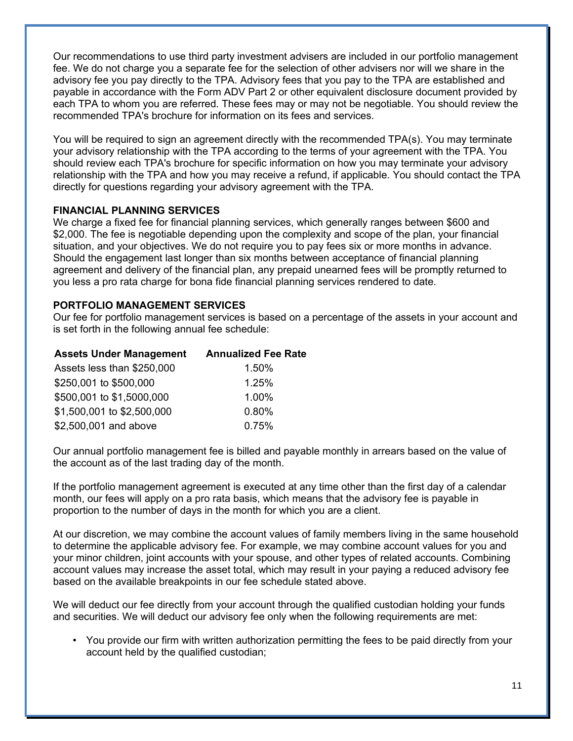Our recommendations to use third party investment advisers are included in our portfolio management fee. We do not charge you a separate fee for the selection of other advisers nor will we share in the advisory fee you pay directly to the TPA. Advisory fees that you pay to the TPA are established and payable in accordance with the Form ADV Part 2 or other equivalent disclosure document provided by each TPA to whom you are referred. These fees may or may not be negotiable. You should review the recommended TPA's brochure for information on its fees and services.

You will be required to sign an agreement directly with the recommended TPA(s). You may terminate your advisory relationship with the TPA according to the terms of your agreement with the TPA. You should review each TPA's brochure for specific information on how you may terminate your advisory relationship with the TPA and how you may receive a refund, if applicable. You should contact the TPA directly for questions regarding your advisory agreement with the TPA.

**FINANCIAL PLANNING SERVICES**

We charge a fixed fee for financial planning services, which generally ranges between $600 and $2,000. The fee is negotiable depending upon the complexity and scope of the plan, your financial situation, and your objectives. We do not require you to pay fees six or more months in advance. Should the engagement last longer than six months between acceptance of financial planning agreement and delivery of the financial plan, any prepaid unearned fees will be promptly returned to you less a pro rata charge for bona fide financial planning services rendered to date.

**PORTFOLIO MANAGEMENT SERVICES**

Our fee for portfolio management services is based on a percentage of the assets in your account and is set forth in the following annual fee schedule:

| Assets Under Management | Annualized Fee Rate |
|---|---|
| Assets less than $250,000 | 1.50% |
| $250,001 to $500,000 | 1.25% |
| $500,001 to $1,5000,000 | 1.00% |
| $1,500,001 to $2,500,000 | 0.80% |
| $2,500,001 and above | 0.75% |

Our annual portfolio management fee is billed and payable monthly in arrears based on the value of the account as of the last trading day of the month.

If the portfolio management agreement is executed at any time other than the first day of a calendar month, our fees will apply on a pro rata basis, which means that the advisory fee is payable in proportion to the number of days in the month for which you are a client.

At our discretion, we may combine the account values of family members living in the same household to determine the applicable advisory fee. For example, we may combine account values for you and your minor children, joint accounts with your spouse, and other types of related accounts. Combining account values may increase the asset total, which may result in your paying a reduced advisory fee based on the available breakpoints in our fee schedule stated above.

We will deduct our fee directly from your account through the qualified custodian holding your funds and securities. We will deduct our advisory fee only when the following requirements are met:

- You provide our firm with written authorization permitting the fees to be paid directly from your account held by the qualified custodian;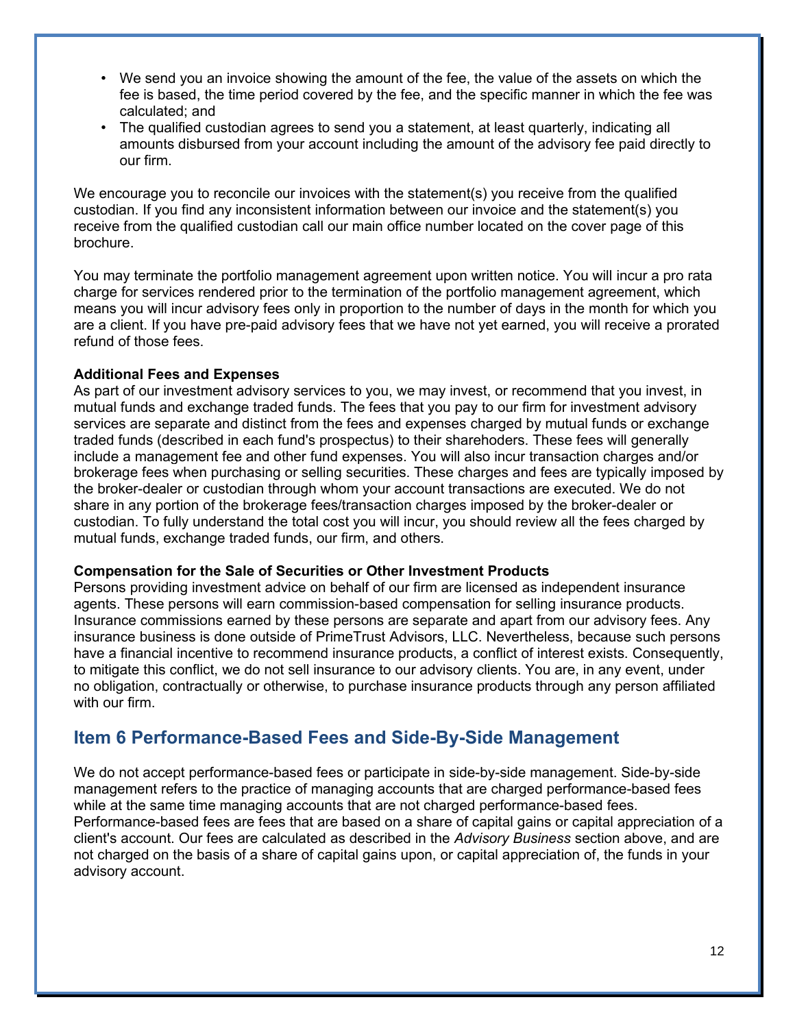- We send you an invoice showing the amount of the fee, the value of the assets on which the fee is based, the time period covered by the fee, and the specific manner in which the fee was calculated; and
- The qualified custodian agrees to send you a statement, at least quarterly, indicating all amounts disbursed from your account including the amount of the advisory fee paid directly to our firm.

We encourage you to reconcile our invoices with the statement(s) you receive from the qualified custodian. If you find any inconsistent information between our invoice and the statement(s) you receive from the qualified custodian call our main office number located on the cover page of this brochure.

You may terminate the portfolio management agreement upon written notice. You will incur a pro rata charge for services rendered prior to the termination of the portfolio management agreement, which means you will incur advisory fees only in proportion to the number of days in the month for which you are a client. If you have pre-paid advisory fees that we have not yet earned, you will receive a prorated refund of those fees.

**Additional Fees and Expenses**
As part of our investment advisory services to you, we may invest, or recommend that you invest, in mutual funds and exchange traded funds. The fees that you pay to our firm for investment advisory services are separate and distinct from the fees and expenses charged by mutual funds or exchange traded funds (described in each fund's prospectus) to their sharehoders. These fees will generally include a management fee and other fund expenses. You will also incur transaction charges and/or brokerage fees when purchasing or selling securities. These charges and fees are typically imposed by the broker-dealer or custodian through whom your account transactions are executed. We do not share in any portion of the brokerage fees/transaction charges imposed by the broker-dealer or custodian. To fully understand the total cost you will incur, you should review all the fees charged by mutual funds, exchange traded funds, our firm, and others.

**Compensation for the Sale of Securities or Other Investment Products**
Persons providing investment advice on behalf of our firm are licensed as independent insurance agents. These persons will earn commission-based compensation for selling insurance products. Insurance commissions earned by these persons are separate and apart from our advisory fees. Any insurance business is done outside of PrimeTrust Advisors, LLC. Nevertheless, because such persons have a financial incentive to recommend insurance products, a conflict of interest exists. Consequently, to mitigate this conflict, we do not sell insurance to our advisory clients. You are, in any event, under no obligation, contractually or otherwise, to purchase insurance products through any person affiliated with our firm.

## Item 6 Performance-Based Fees and Side-By-Side Management

We do not accept performance-based fees or participate in side-by-side management. Side-by-side management refers to the practice of managing accounts that are charged performance-based fees while at the same time managing accounts that are not charged performance-based fees. Performance-based fees are fees that are based on a share of capital gains or capital appreciation of a client's account. Our fees are calculated as described in the *Advisory Business* section above, and are not charged on the basis of a share of capital gains upon, or capital appreciation of, the funds in your advisory account.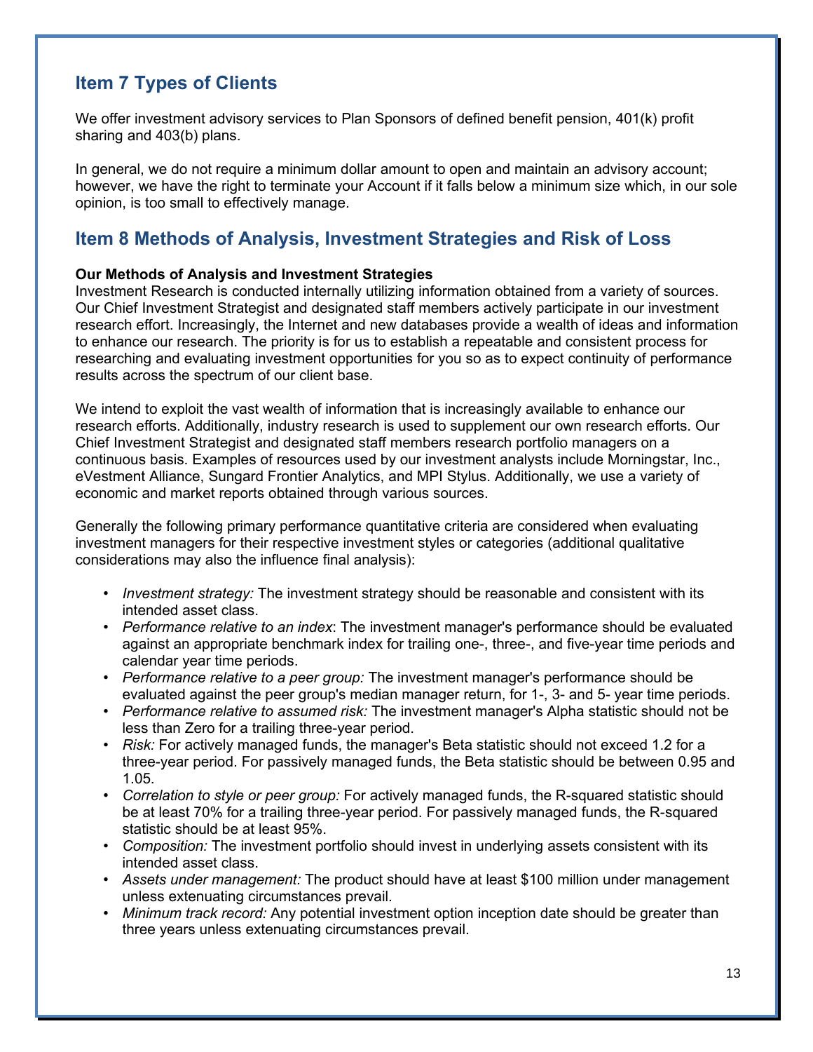## Item 7 Types of Clients

We offer investment advisory services to Plan Sponsors of defined benefit pension, 401(k) profit sharing and 403(b) plans.

In general, we do not require a minimum dollar amount to open and maintain an advisory account; however, we have the right to terminate your Account if it falls below a minimum size which, in our sole opinion, is too small to effectively manage.

## Item 8 Methods of Analysis, Investment Strategies and Risk of Loss

**Our Methods of Analysis and Investment Strategies**
Investment Research is conducted internally utilizing information obtained from a variety of sources. Our Chief Investment Strategist and designated staff members actively participate in our investment research effort. Increasingly, the Internet and new databases provide a wealth of ideas and information to enhance our research. The priority is for us to establish a repeatable and consistent process for researching and evaluating investment opportunities for you so as to expect continuity of performance results across the spectrum of our client base.

We intend to exploit the vast wealth of information that is increasingly available to enhance our research efforts. Additionally, industry research is used to supplement our own research efforts. Our Chief Investment Strategist and designated staff members research portfolio managers on a continuous basis. Examples of resources used by our investment analysts include Morningstar, Inc., eVestment Alliance, Sungard Frontier Analytics, and MPI Stylus. Additionally, we use a variety of economic and market reports obtained through various sources.

Generally the following primary performance quantitative criteria are considered when evaluating investment managers for their respective investment styles or categories (additional qualitative considerations may also the influence final analysis):

- *Investment strategy:* The investment strategy should be reasonable and consistent with its intended asset class.
- *Performance relative to an index*: The investment manager's performance should be evaluated against an appropriate benchmark index for trailing one-, three-, and five-year time periods and calendar year time periods.
- *Performance relative to a peer group:* The investment manager's performance should be evaluated against the peer group's median manager return, for 1-, 3- and 5- year time periods.
- *Performance relative to assumed risk:* The investment manager's Alpha statistic should not be less than Zero for a trailing three-year period.
- *Risk:* For actively managed funds, the manager's Beta statistic should not exceed 1.2 for a three-year period. For passively managed funds, the Beta statistic should be between 0.95 and 1.05.
- *Correlation to style or peer group:* For actively managed funds, the R-squared statistic should be at least 70% for a trailing three-year period. For passively managed funds, the R-squared statistic should be at least 95%.
- *Composition:* The investment portfolio should invest in underlying assets consistent with its intended asset class.
- *Assets under management:* The product should have at least $100 million under management unless extenuating circumstances prevail.
- *Minimum track record:* Any potential investment option inception date should be greater than three years unless extenuating circumstances prevail.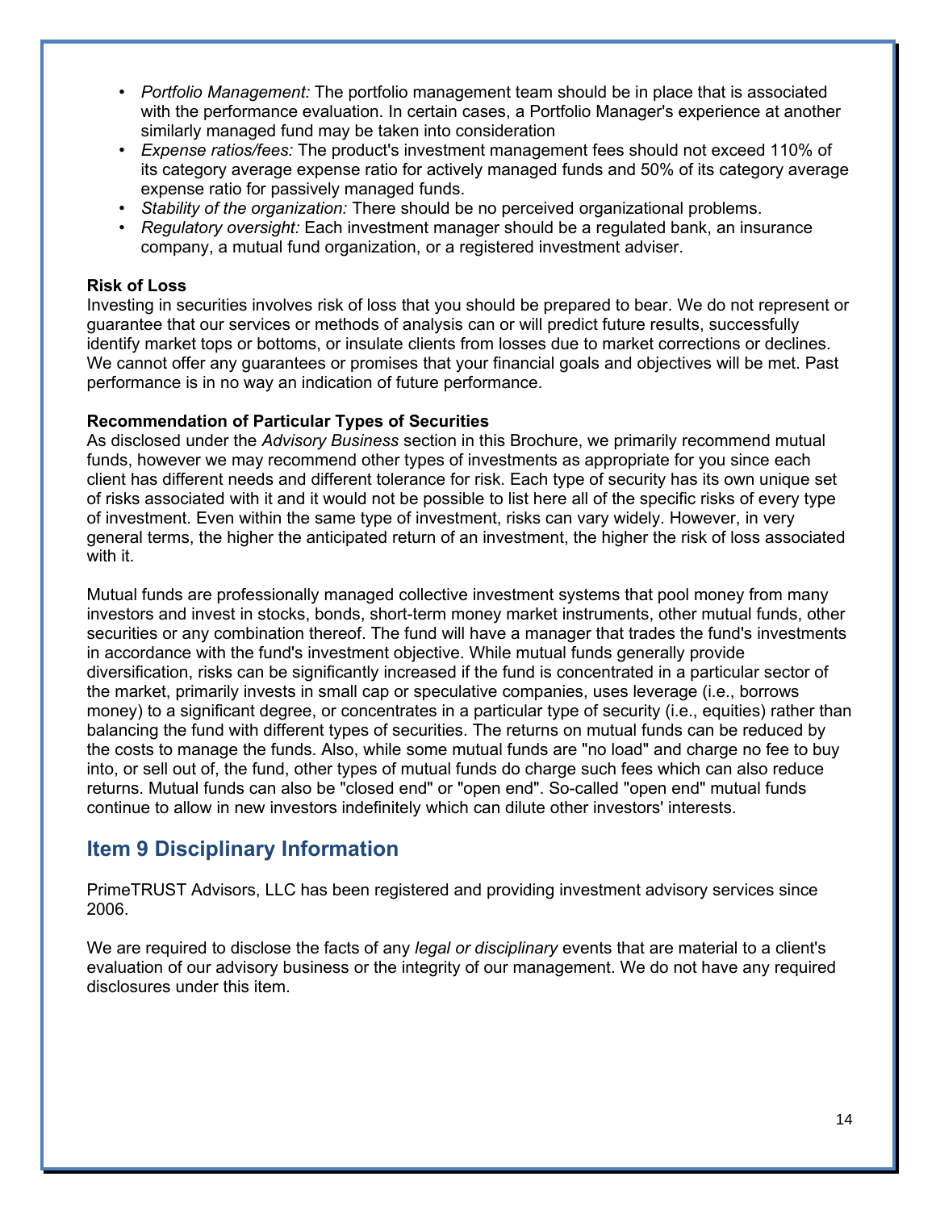- *Portfolio Management:* The portfolio management team should be in place that is associated with the performance evaluation. In certain cases, a Portfolio Manager's experience at another similarly managed fund may be taken into consideration
- *Expense ratios/fees:* The product's investment management fees should not exceed 110% of its category average expense ratio for actively managed funds and 50% of its category average expense ratio for passively managed funds.
- *Stability of the organization:* There should be no perceived organizational problems.
- *Regulatory oversight:* Each investment manager should be a regulated bank, an insurance company, a mutual fund organization, or a registered investment adviser.

**Risk of Loss**
Investing in securities involves risk of loss that you should be prepared to bear. We do not represent or guarantee that our services or methods of analysis can or will predict future results, successfully identify market tops or bottoms, or insulate clients from losses due to market corrections or declines. We cannot offer any guarantees or promises that your financial goals and objectives will be met. Past performance is in no way an indication of future performance.

**Recommendation of Particular Types of Securities**
As disclosed under the *Advisory Business* section in this Brochure, we primarily recommend mutual funds, however we may recommend other types of investments as appropriate for you since each client has different needs and different tolerance for risk. Each type of security has its own unique set of risks associated with it and it would not be possible to list here all of the specific risks of every type of investment. Even within the same type of investment, risks can vary widely. However, in very general terms, the higher the anticipated return of an investment, the higher the risk of loss associated with it.

Mutual funds are professionally managed collective investment systems that pool money from many investors and invest in stocks, bonds, short-term money market instruments, other mutual funds, other securities or any combination thereof. The fund will have a manager that trades the fund's investments in accordance with the fund's investment objective. While mutual funds generally provide diversification, risks can be significantly increased if the fund is concentrated in a particular sector of the market, primarily invests in small cap or speculative companies, uses leverage (i.e., borrows money) to a significant degree, or concentrates in a particular type of security (i.e., equities) rather than balancing the fund with different types of securities. The returns on mutual funds can be reduced by the costs to manage the funds. Also, while some mutual funds are "no load" and charge no fee to buy into, or sell out of, the fund, other types of mutual funds do charge such fees which can also reduce returns. Mutual funds can also be "closed end" or "open end". So-called "open end" mutual funds continue to allow in new investors indefinitely which can dilute other investors' interests.

## Item 9 Disciplinary Information

PrimeTRUST Advisors, LLC has been registered and providing investment advisory services since 2006.

We are required to disclose the facts of any *legal or disciplinary* events that are material to a client's evaluation of our advisory business or the integrity of our management. We do not have any required disclosures under this item.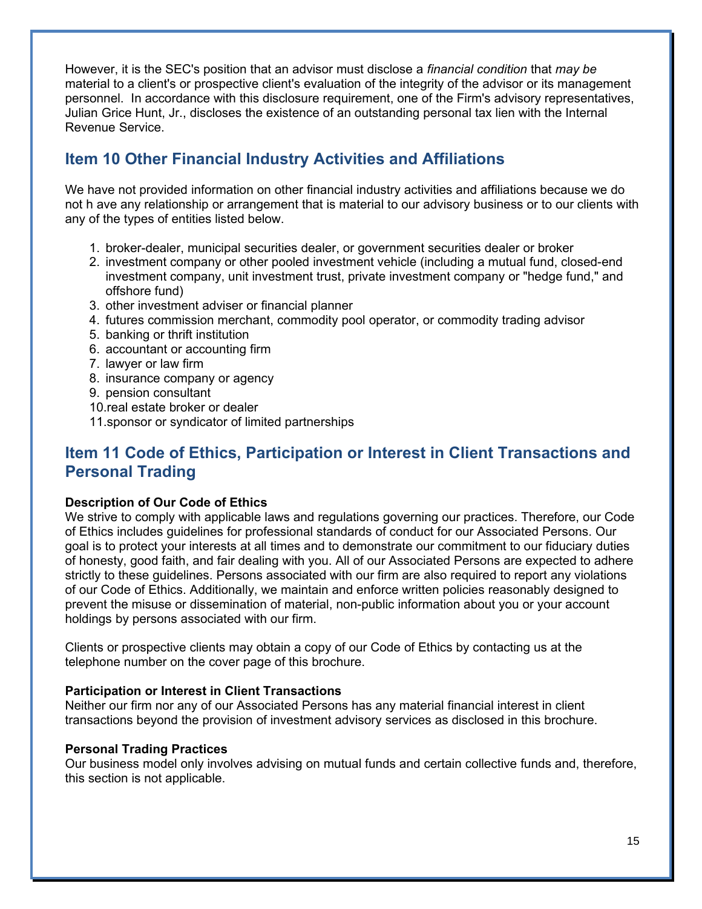However, it is the SEC's position that an advisor must disclose a *financial condition* that *may be* material to a client's or prospective client's evaluation of the integrity of the advisor or its management personnel. In accordance with this disclosure requirement, one of the Firm's advisory representatives, Julian Grice Hunt, Jr., discloses the existence of an outstanding personal tax lien with the Internal Revenue Service.

## Item 10 Other Financial Industry Activities and Affiliations

We have not provided information on other financial industry activities and affiliations because we do not h ave any relationship or arrangement that is material to our advisory business or to our clients with any of the types of entities listed below.

1. broker-dealer, municipal securities dealer, or government securities dealer or broker
2. investment company or other pooled investment vehicle (including a mutual fund, closed-end investment company, unit investment trust, private investment company or "hedge fund," and offshore fund)
3. other investment adviser or financial planner
4. futures commission merchant, commodity pool operator, or commodity trading advisor
5. banking or thrift institution
6. accountant or accounting firm
7. lawyer or law firm
8. insurance company or agency
9. pension consultant
10. real estate broker or dealer
11. sponsor or syndicator of limited partnerships

## Item 11 Code of Ethics, Participation or Interest in Client Transactions and Personal Trading

**Description of Our Code of Ethics**
We strive to comply with applicable laws and regulations governing our practices. Therefore, our Code of Ethics includes guidelines for professional standards of conduct for our Associated Persons. Our goal is to protect your interests at all times and to demonstrate our commitment to our fiduciary duties of honesty, good faith, and fair dealing with you. All of our Associated Persons are expected to adhere strictly to these guidelines. Persons associated with our firm are also required to report any violations of our Code of Ethics. Additionally, we maintain and enforce written policies reasonably designed to prevent the misuse or dissemination of material, non-public information about you or your account holdings by persons associated with our firm.

Clients or prospective clients may obtain a copy of our Code of Ethics by contacting us at the telephone number on the cover page of this brochure.

**Participation or Interest in Client Transactions**
Neither our firm nor any of our Associated Persons has any material financial interest in client transactions beyond the provision of investment advisory services as disclosed in this brochure.

**Personal Trading Practices**
Our business model only involves advising on mutual funds and certain collective funds and, therefore, this section is not applicable.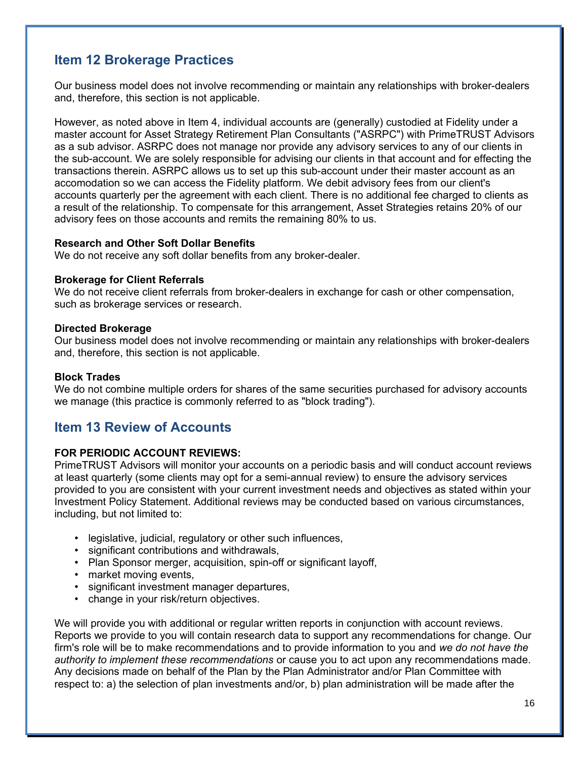## Item 12 Brokerage Practices

Our business model does not involve recommending or maintain any relationships with broker-dealers and, therefore, this section is not applicable.

However, as noted above in Item 4, individual accounts are (generally) custodied at Fidelity under a master account for Asset Strategy Retirement Plan Consultants ("ASRPC") with PrimeTRUST Advisors as a sub advisor. ASRPC does not manage nor provide any advisory services to any of our clients in the sub-account. We are solely responsible for advising our clients in that account and for effecting the transactions therein. ASRPC allows us to set up this sub-account under their master account as an accomodation so we can access the Fidelity platform. We debit advisory fees from our client's accounts quarterly per the agreement with each client. There is no additional fee charged to clients as a result of the relationship. To compensate for this arrangement, Asset Strategies retains 20% of our advisory fees on those accounts and remits the remaining 80% to us.

**Research and Other Soft Dollar Benefits**
We do not receive any soft dollar benefits from any broker-dealer.

**Brokerage for Client Referrals**
We do not receive client referrals from broker-dealers in exchange for cash or other compensation, such as brokerage services or research.

**Directed Brokerage**
Our business model does not involve recommending or maintain any relationships with broker-dealers and, therefore, this section is not applicable.

**Block Trades**
We do not combine multiple orders for shares of the same securities purchased for advisory accounts we manage (this practice is commonly referred to as "block trading").

## Item 13 Review of Accounts

**FOR PERIODIC ACCOUNT REVIEWS:**
PrimeTRUST Advisors will monitor your accounts on a periodic basis and will conduct account reviews at least quarterly (some clients may opt for a semi-annual review) to ensure the advisory services provided to you are consistent with your current investment needs and objectives as stated within your Investment Policy Statement. Additional reviews may be conducted based on various circumstances, including, but not limited to:

- legislative, judicial, regulatory or other such influences,
- significant contributions and withdrawals,
- Plan Sponsor merger, acquisition, spin-off or significant layoff,
- market moving events,
- significant investment manager departures,
- change in your risk/return objectives.

We will provide you with additional or regular written reports in conjunction with account reviews. Reports we provide to you will contain research data to support any recommendations for change. Our firm's role will be to make recommendations and to provide information to you and *we do not have the authority to implement these recommendations* or cause you to act upon any recommendations made. Any decisions made on behalf of the Plan by the Plan Administrator and/or Plan Committee with respect to: a) the selection of plan investments and/or, b) plan administration will be made after the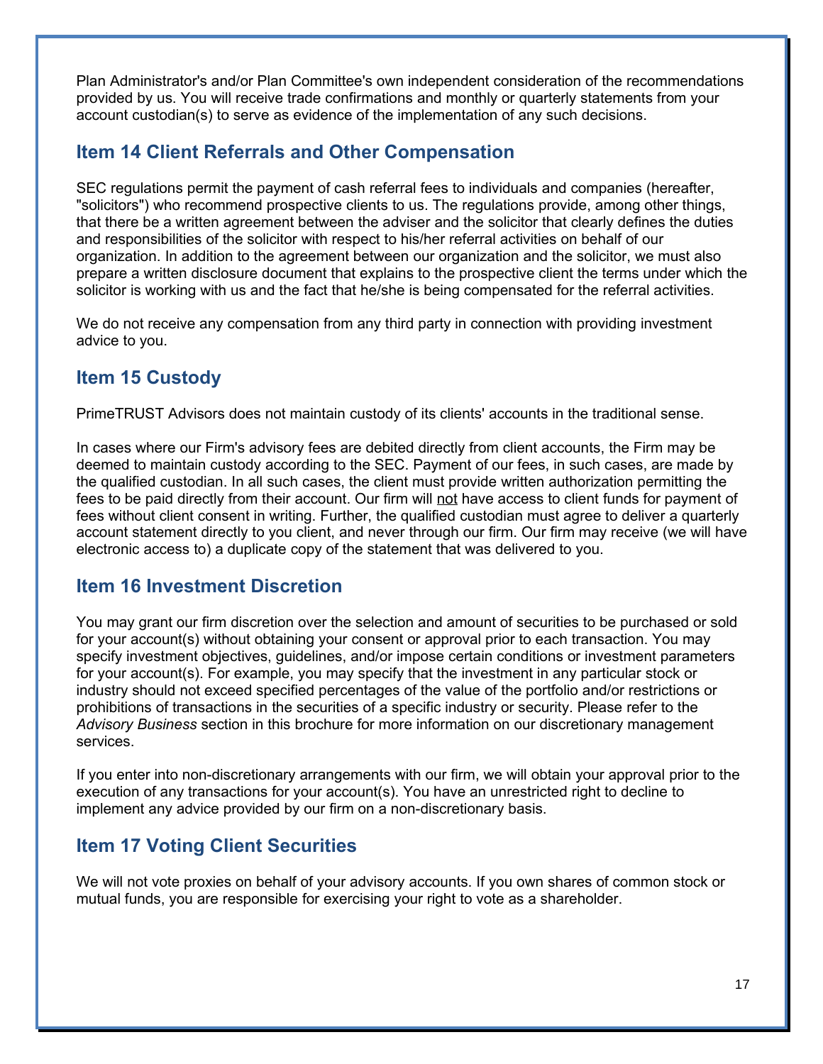Plan Administrator's and/or Plan Committee's own independent consideration of the recommendations provided by us. You will receive trade confirmations and monthly or quarterly statements from your account custodian(s) to serve as evidence of the implementation of any such decisions.

## Item 14 Client Referrals and Other Compensation

SEC regulations permit the payment of cash referral fees to individuals and companies (hereafter, "solicitors") who recommend prospective clients to us. The regulations provide, among other things, that there be a written agreement between the adviser and the solicitor that clearly defines the duties and responsibilities of the solicitor with respect to his/her referral activities on behalf of our organization. In addition to the agreement between our organization and the solicitor, we must also prepare a written disclosure document that explains to the prospective client the terms under which the solicitor is working with us and the fact that he/she is being compensated for the referral activities.

We do not receive any compensation from any third party in connection with providing investment advice to you.

## Item 15 Custody

PrimeTRUST Advisors does not maintain custody of its clients' accounts in the traditional sense.

In cases where our Firm's advisory fees are debited directly from client accounts, the Firm may be deemed to maintain custody according to the SEC. Payment of our fees, in such cases, are made by the qualified custodian. In all such cases, the client must provide written authorization permitting the fees to be paid directly from their account. Our firm will <u>not</u> have access to client funds for payment of fees without client consent in writing. Further, the qualified custodian must agree to deliver a quarterly account statement directly to you client, and never through our firm. Our firm may receive (we will have electronic access to) a duplicate copy of the statement that was delivered to you.

## Item 16 Investment Discretion

You may grant our firm discretion over the selection and amount of securities to be purchased or sold for your account(s) without obtaining your consent or approval prior to each transaction. You may specify investment objectives, guidelines, and/or impose certain conditions or investment parameters for your account(s). For example, you may specify that the investment in any particular stock or industry should not exceed specified percentages of the value of the portfolio and/or restrictions or prohibitions of transactions in the securities of a specific industry or security. Please refer to the *Advisory Business* section in this brochure for more information on our discretionary management services.

If you enter into non-discretionary arrangements with our firm, we will obtain your approval prior to the execution of any transactions for your account(s). You have an unrestricted right to decline to implement any advice provided by our firm on a non-discretionary basis.

## Item 17 Voting Client Securities

We will not vote proxies on behalf of your advisory accounts. If you own shares of common stock or mutual funds, you are responsible for exercising your right to vote as a shareholder.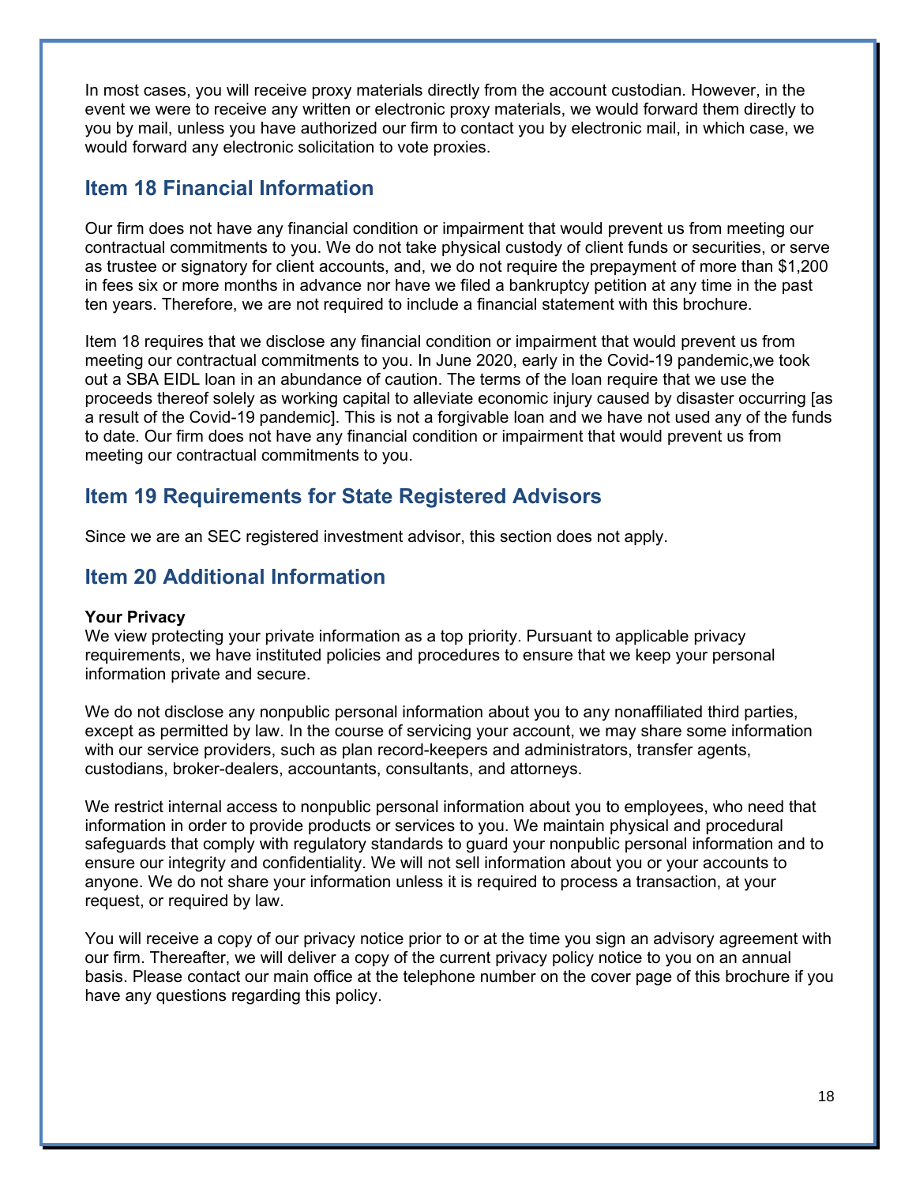In most cases, you will receive proxy materials directly from the account custodian. However, in the event we were to receive any written or electronic proxy materials, we would forward them directly to you by mail, unless you have authorized our firm to contact you by electronic mail, in which case, we would forward any electronic solicitation to vote proxies.

## Item 18 Financial Information

Our firm does not have any financial condition or impairment that would prevent us from meeting our contractual commitments to you. We do not take physical custody of client funds or securities, or serve as trustee or signatory for client accounts, and, we do not require the prepayment of more than $1,200 in fees six or more months in advance nor have we filed a bankruptcy petition at any time in the past ten years. Therefore, we are not required to include a financial statement with this brochure.

Item 18 requires that we disclose any financial condition or impairment that would prevent us from meeting our contractual commitments to you. In June 2020, early in the Covid-19 pandemic,we took out a SBA EIDL loan in an abundance of caution. The terms of the loan require that we use the proceeds thereof solely as working capital to alleviate economic injury caused by disaster occurring [as a result of the Covid-19 pandemic]. This is not a forgivable loan and we have not used any of the funds to date. Our firm does not have any financial condition or impairment that would prevent us from meeting our contractual commitments to you.

## Item 19 Requirements for State Registered Advisors

Since we are an SEC registered investment advisor, this section does not apply.

## Item 20 Additional Information

**Your Privacy**
We view protecting your private information as a top priority. Pursuant to applicable privacy requirements, we have instituted policies and procedures to ensure that we keep your personal information private and secure.

We do not disclose any nonpublic personal information about you to any nonaffiliated third parties, except as permitted by law. In the course of servicing your account, we may share some information with our service providers, such as plan record-keepers and administrators, transfer agents, custodians, broker-dealers, accountants, consultants, and attorneys.

We restrict internal access to nonpublic personal information about you to employees, who need that information in order to provide products or services to you. We maintain physical and procedural safeguards that comply with regulatory standards to guard your nonpublic personal information and to ensure our integrity and confidentiality. We will not sell information about you or your accounts to anyone. We do not share your information unless it is required to process a transaction, at your request, or required by law.

You will receive a copy of our privacy notice prior to or at the time you sign an advisory agreement with our firm. Thereafter, we will deliver a copy of the current privacy policy notice to you on an annual basis. Please contact our main office at the telephone number on the cover page of this brochure if you have any questions regarding this policy.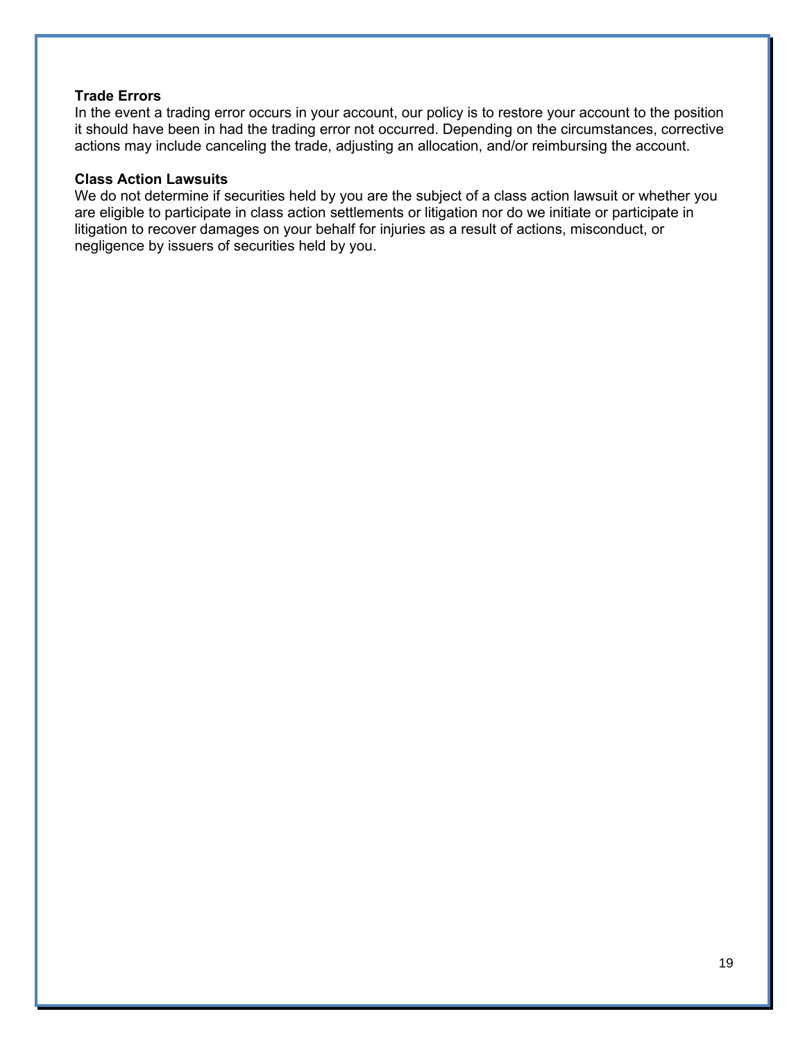### Trade Errors

In the event a trading error occurs in your account, our policy is to restore your account to the position it should have been in had the trading error not occurred. Depending on the circumstances, corrective actions may include canceling the trade, adjusting an allocation, and/or reimbursing the account.

### Class Action Lawsuits

We do not determine if securities held by you are the subject of a class action lawsuit or whether you are eligible to participate in class action settlements or litigation nor do we initiate or participate in litigation to recover damages on your behalf for injuries as a result of actions, misconduct, or negligence by issuers of securities held by you.